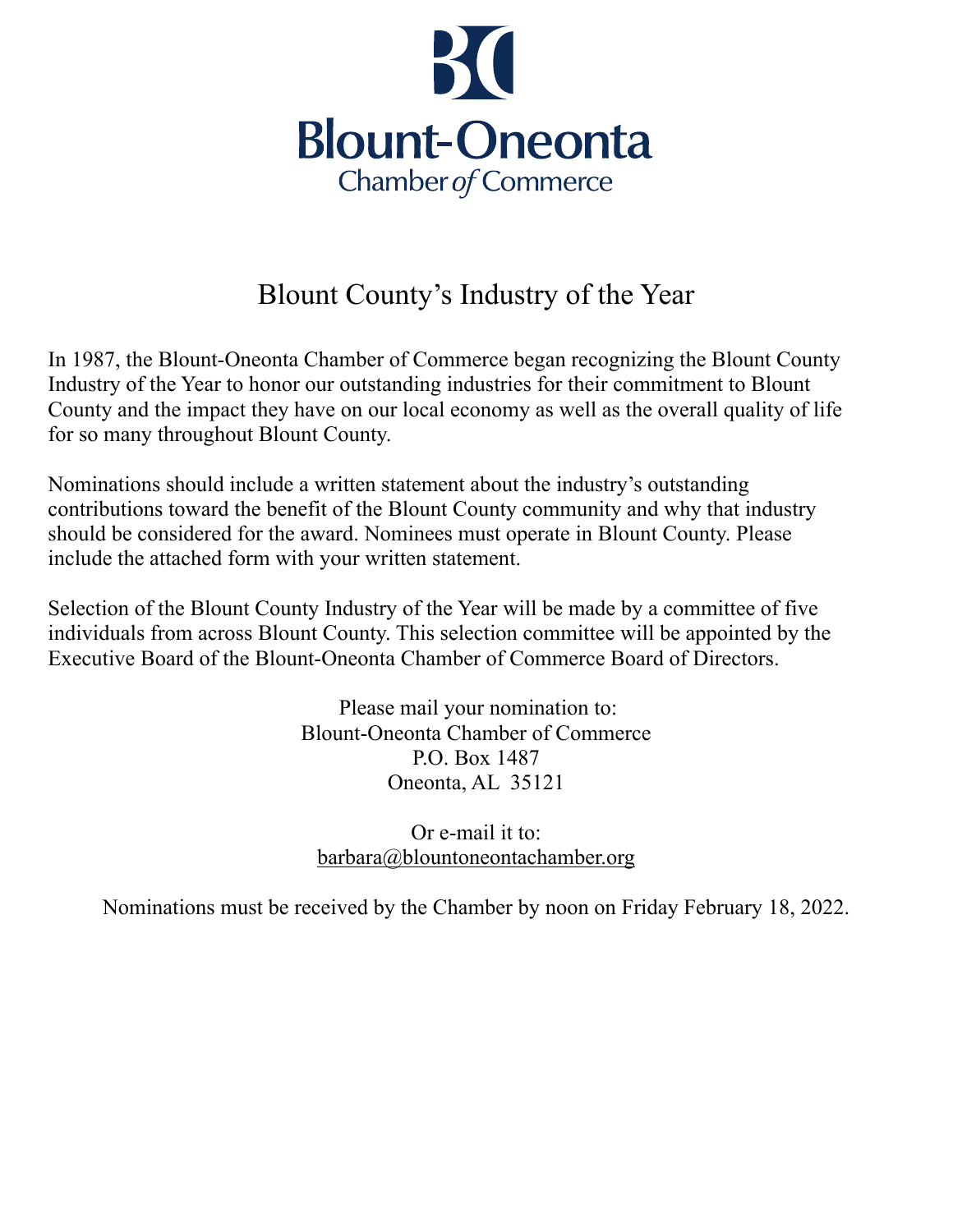Blount-Oneonta
Chamber *of* Commerce

# Blount County's Industry of the Year

In 1987, the Blount-Oneonta Chamber of Commerce began recognizing the Blount County Industry of the Year to honor our outstanding industries for their commitment to Blount County and the impact they have on our local economy as well as the overall quality of life for so many throughout Blount County.

Nominations should include a written statement about the industry's outstanding contributions toward the benefit of the Blount County community and why that industry should be considered for the award. Nominees must operate in Blount County. Please include the attached form with your written statement.

Selection of the Blount County Industry of the Year will be made by a committee of five individuals from across Blount County. This selection committee will be appointed by the Executive Board of the Blount-Oneonta Chamber of Commerce Board of Directors.

Please mail your nomination to:
Blount-Oneonta Chamber of Commerce
P.O. Box 1487
Oneonta, AL 35121

Or e-mail it to:
barbara@blountoneontachamber.org

Nominations must be received by the Chamber by noon on Friday February 18, 2022.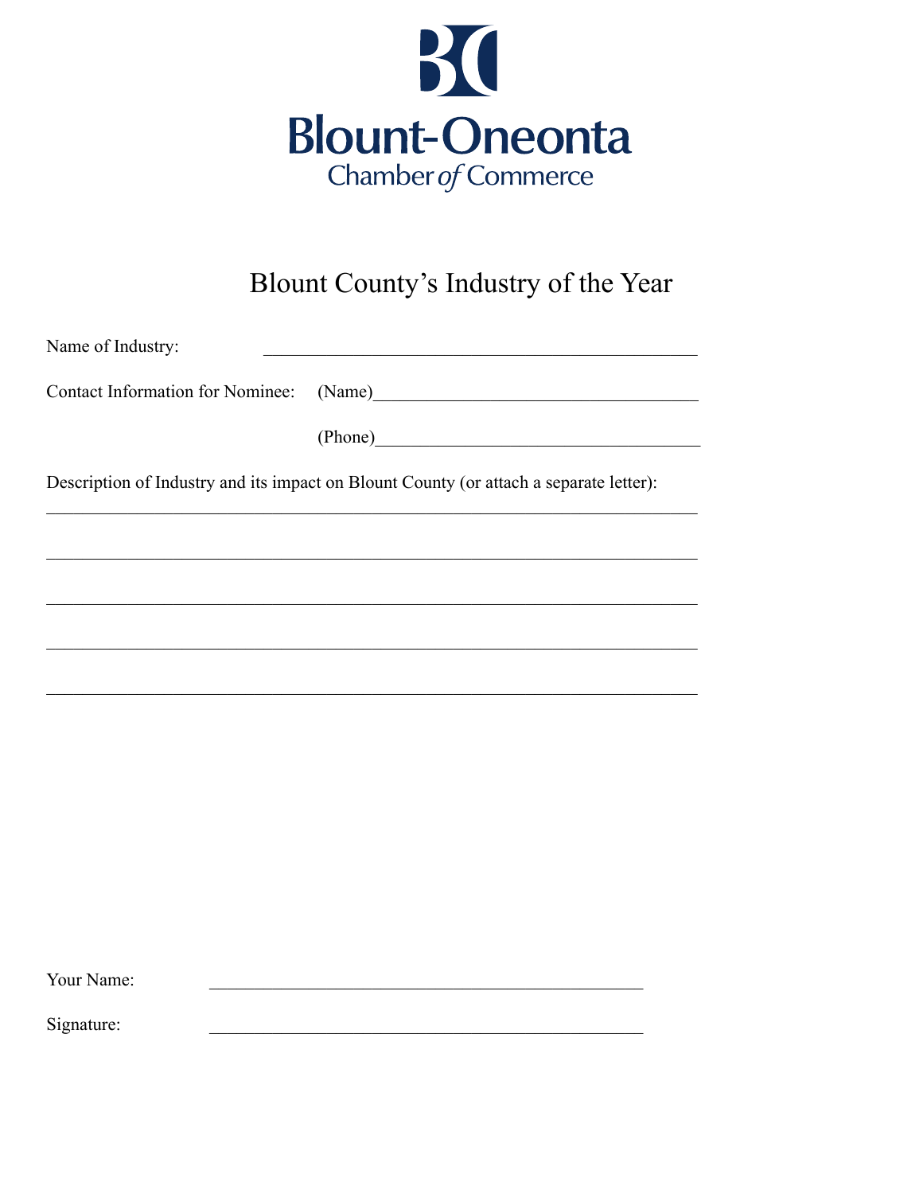Blount-Oneonta
Chamber of Commerce

# Blount County's Industry of the Year

Name of Industry: ______________________________________________

Contact Information for Nominee: (Name)________________________________

(Phone)________________________________

Description of Industry and its impact on Blount County (or attach a separate letter):

______________________________________________________________________

______________________________________________________________________

______________________________________________________________________

______________________________________________________________________

______________________________________________________________________

Your Name: ______________________________________________

Signature: ______________________________________________